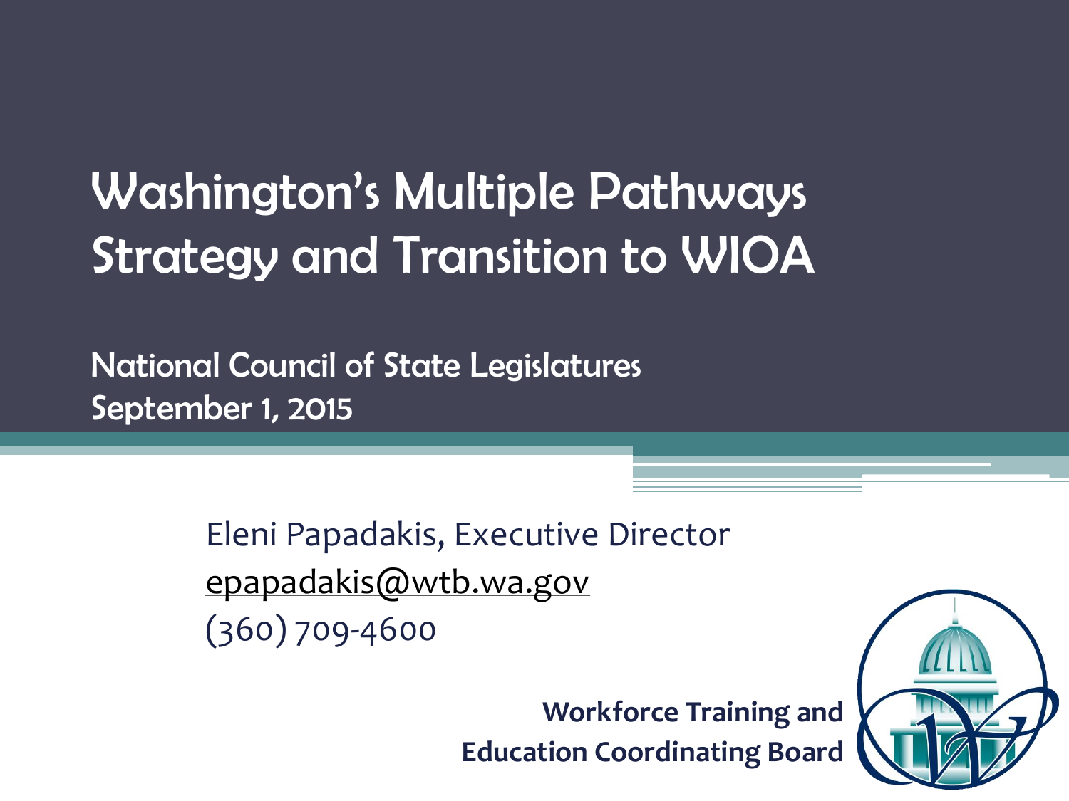# Washington's Multiple Pathways Strategy and Transition to WIOA

National Council of State Legislatures
September 1, 2015

Eleni Papadakis, Executive Director
epapadakis@wtb.wa.gov
(360) 709-4600

**Workforce Training and Education Coordinating Board**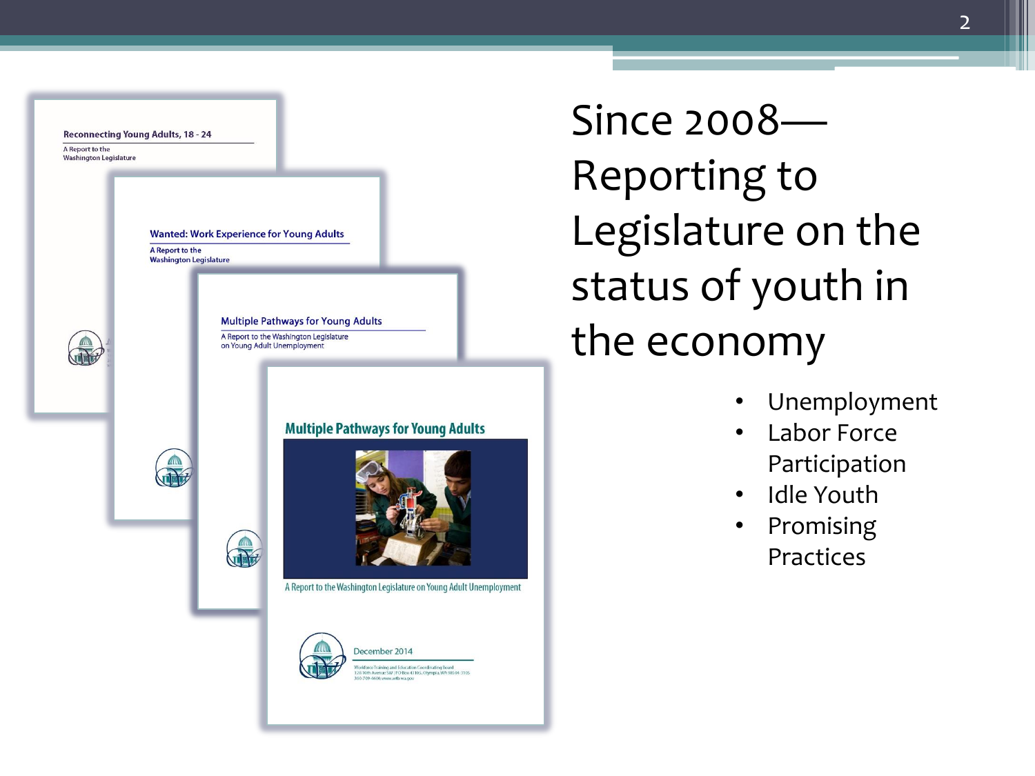# Since 2008—Reporting to Legislature on the status of youth in the economy

Reconnecting Young Adults, 18 - 24

A Report to the Washington Legislature

Wanted: Work Experience for Young Adults

A Report to the Washington Legislature

Multiple Pathways for Young Adults

A Report to the Washington Legislature on Young Adult Unemployment

Multiple Pathways for Young Adults

A Report to the Washington Legislature on Young Adult Unemployment

December 2014

- Unemployment
- Labor Force Participation
- Idle Youth
- Promising Practices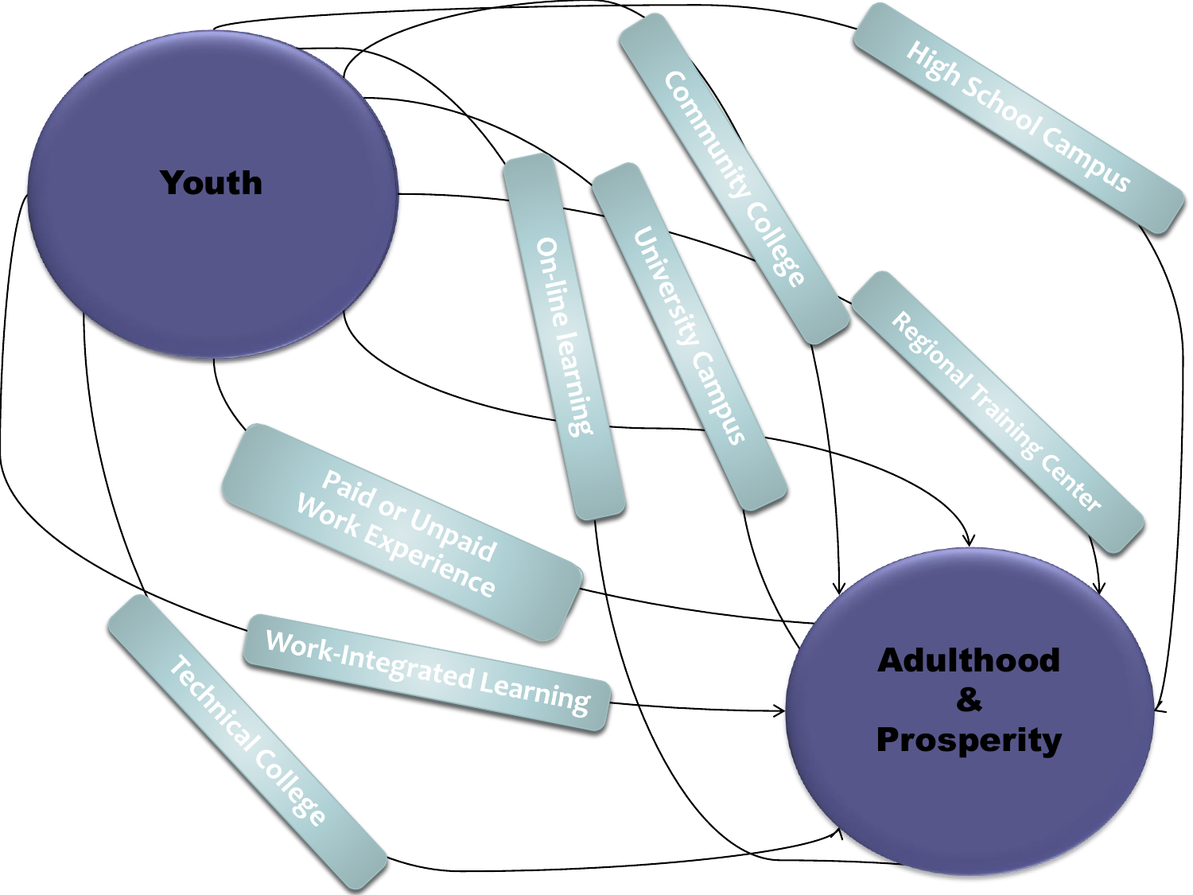Youth

High School Campus

Community College

On-line learning

University Campus

Regional Training Center

Paid or Unpaid Work Experience

Work-Integrated Learning

Technical College

Adulthood & Prosperity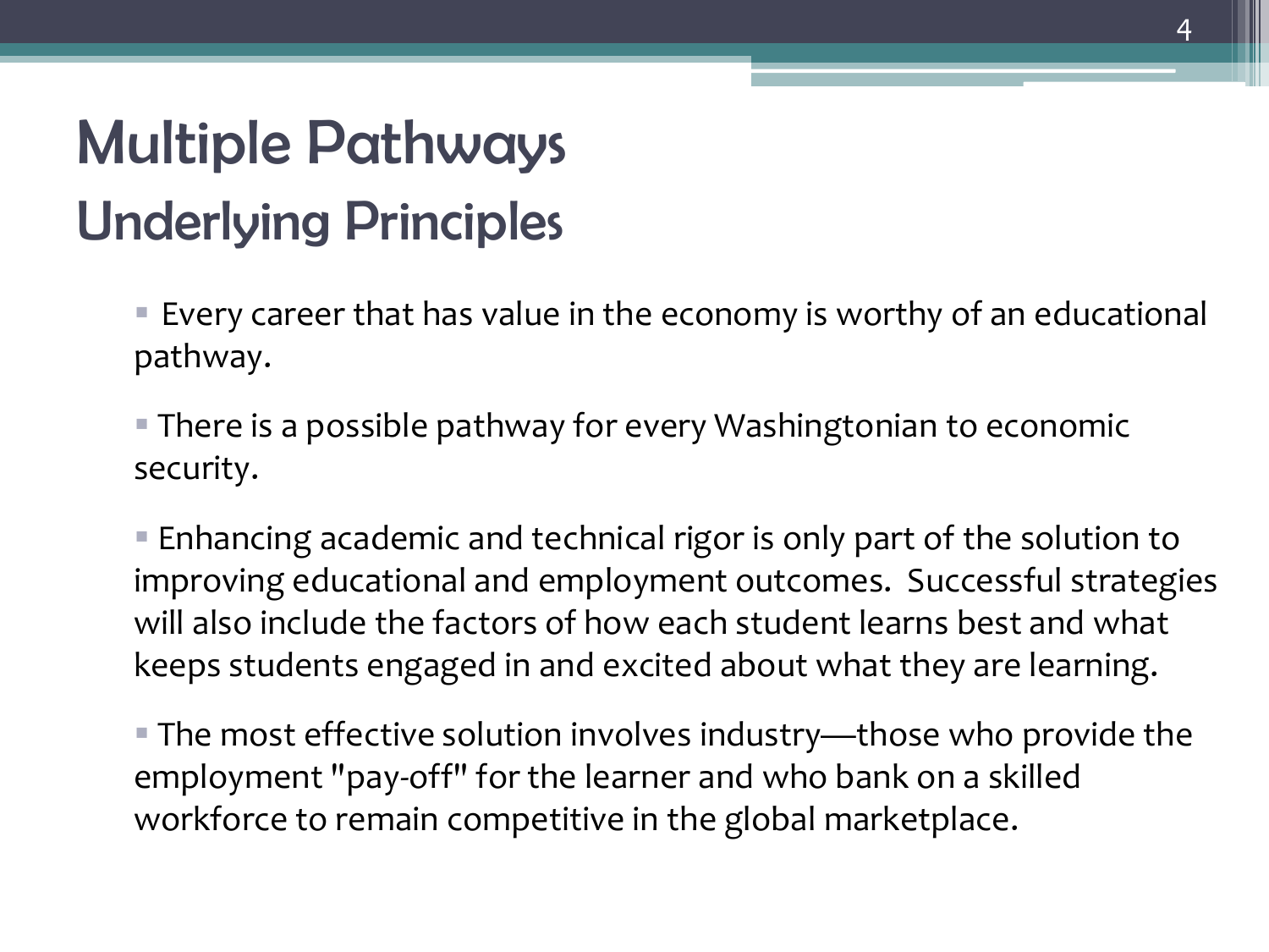# Multiple Pathways

## Underlying Principles

- Every career that has value in the economy is worthy of an educational pathway.
- There is a possible pathway for every Washingtonian to economic security.
- Enhancing academic and technical rigor is only part of the solution to improving educational and employment outcomes. Successful strategies will also include the factors of how each student learns best and what keeps students engaged in and excited about what they are learning.
- The most effective solution involves industry—those who provide the employment "pay-off" for the learner and who bank on a skilled workforce to remain competitive in the global marketplace.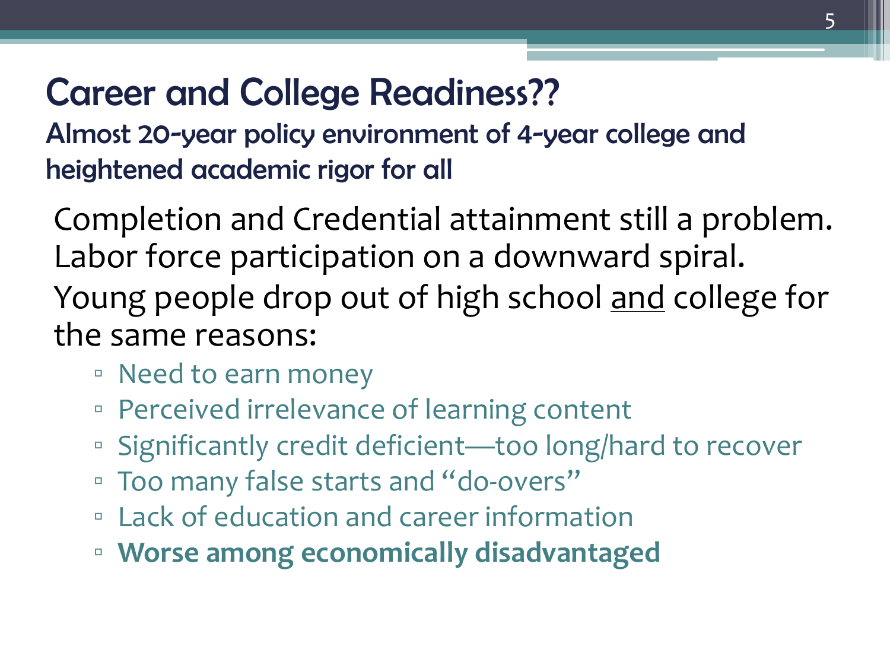# Career and College Readiness??

## Almost 20-year policy environment of 4-year college and heightened academic rigor for all

Completion and Credential attainment still a problem.
Labor force participation on a downward spiral.
Young people drop out of high school <u>and</u> college for the same reasons:

- Need to earn money
- Perceived irrelevance of learning content
- Significantly credit deficient—too long/hard to recover
- Too many false starts and "do-overs"
- Lack of education and career information
- **Worse among economically disadvantaged**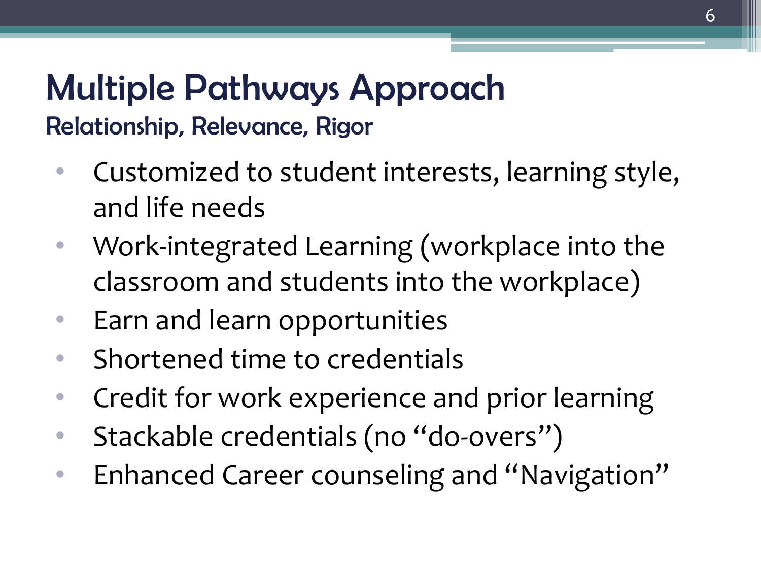# Multiple Pathways Approach

## Relationship, Relevance, Rigor

- Customized to student interests, learning style, and life needs
- Work-integrated Learning (workplace into the classroom and students into the workplace)
- Earn and learn opportunities
- Shortened time to credentials
- Credit for work experience and prior learning
- Stackable credentials (no “do-overs”)
- Enhanced Career counseling and “Navigation”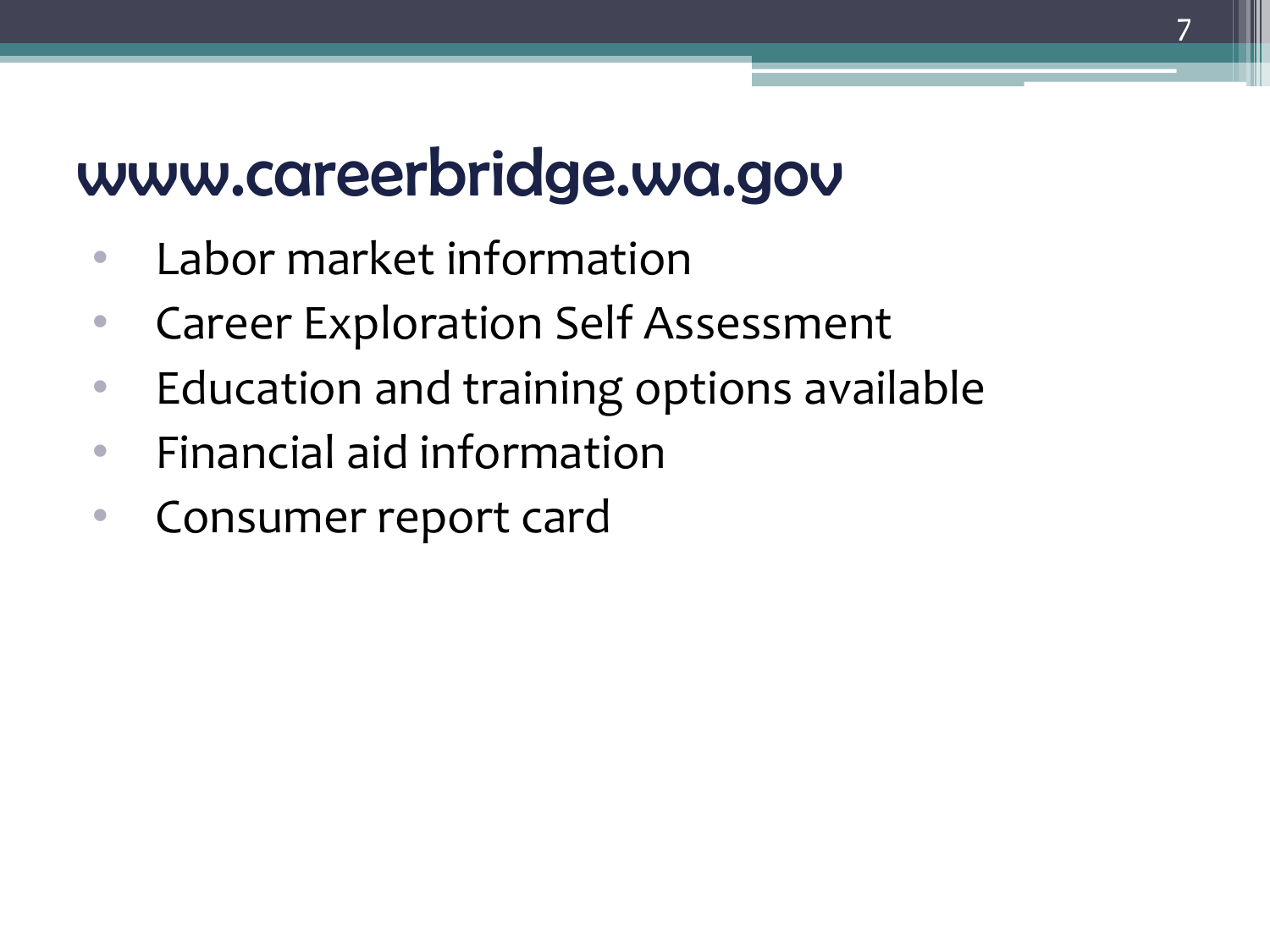# www.careerbridge.wa.gov

- Labor market information
- Career Exploration Self Assessment
- Education and training options available
- Financial aid information
- Consumer report card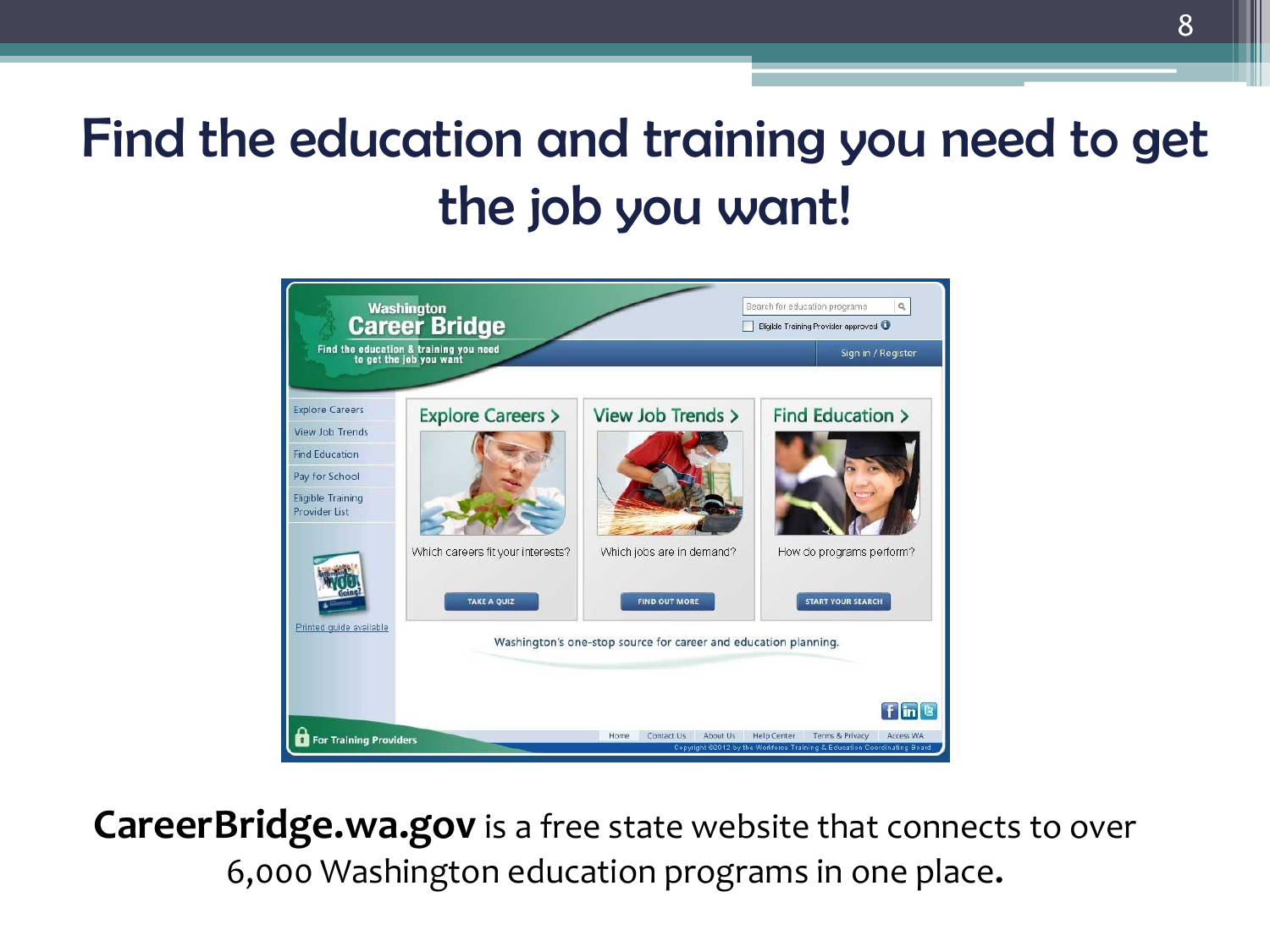# Find the education and training you need to get the job you want!

**CareerBridge.wa.gov** is a free state website that connects to over 6,000 Washington education programs in one place**.**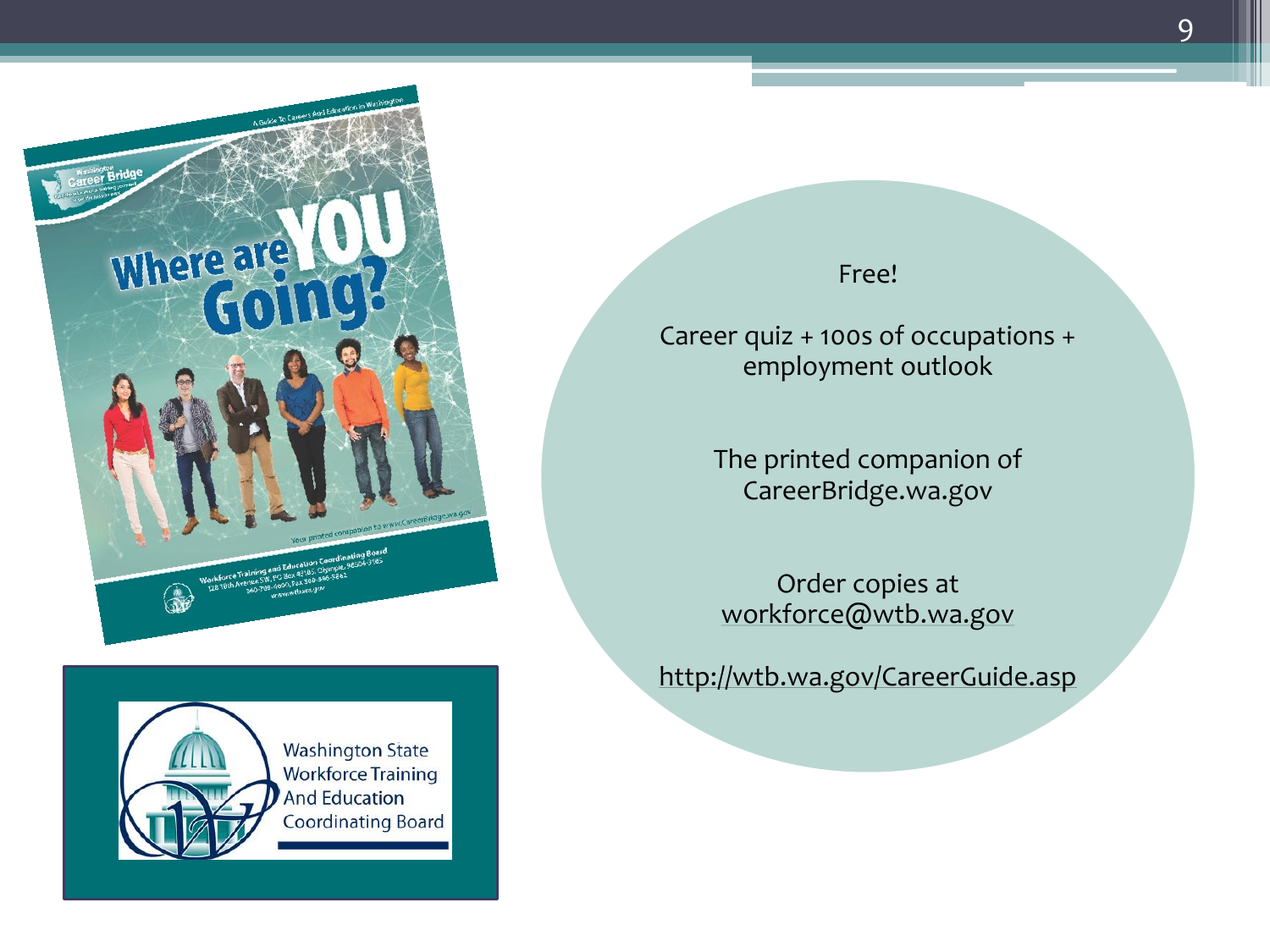Free!

Career quiz + 100s of occupations + employment outlook

The printed companion of CareerBridge.wa.gov

Order copies at workforce@wtb.wa.gov

http://wtb.wa.gov/CareerGuide.asp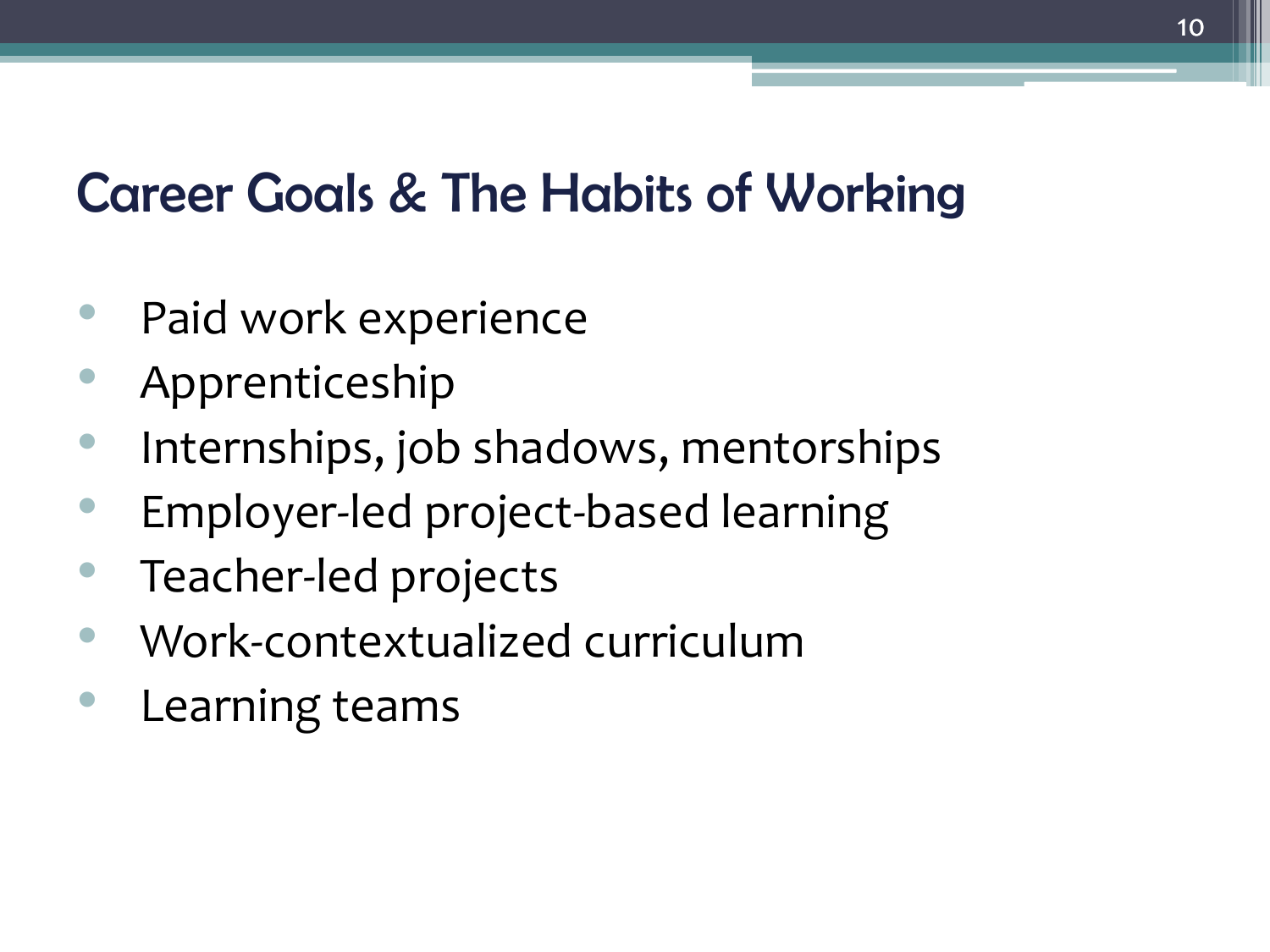# Career Goals & The Habits of Working

- Paid work experience
- Apprenticeship
- Internships, job shadows, mentorships
- Employer-led project-based learning
- Teacher-led projects
- Work-contextualized curriculum
- Learning teams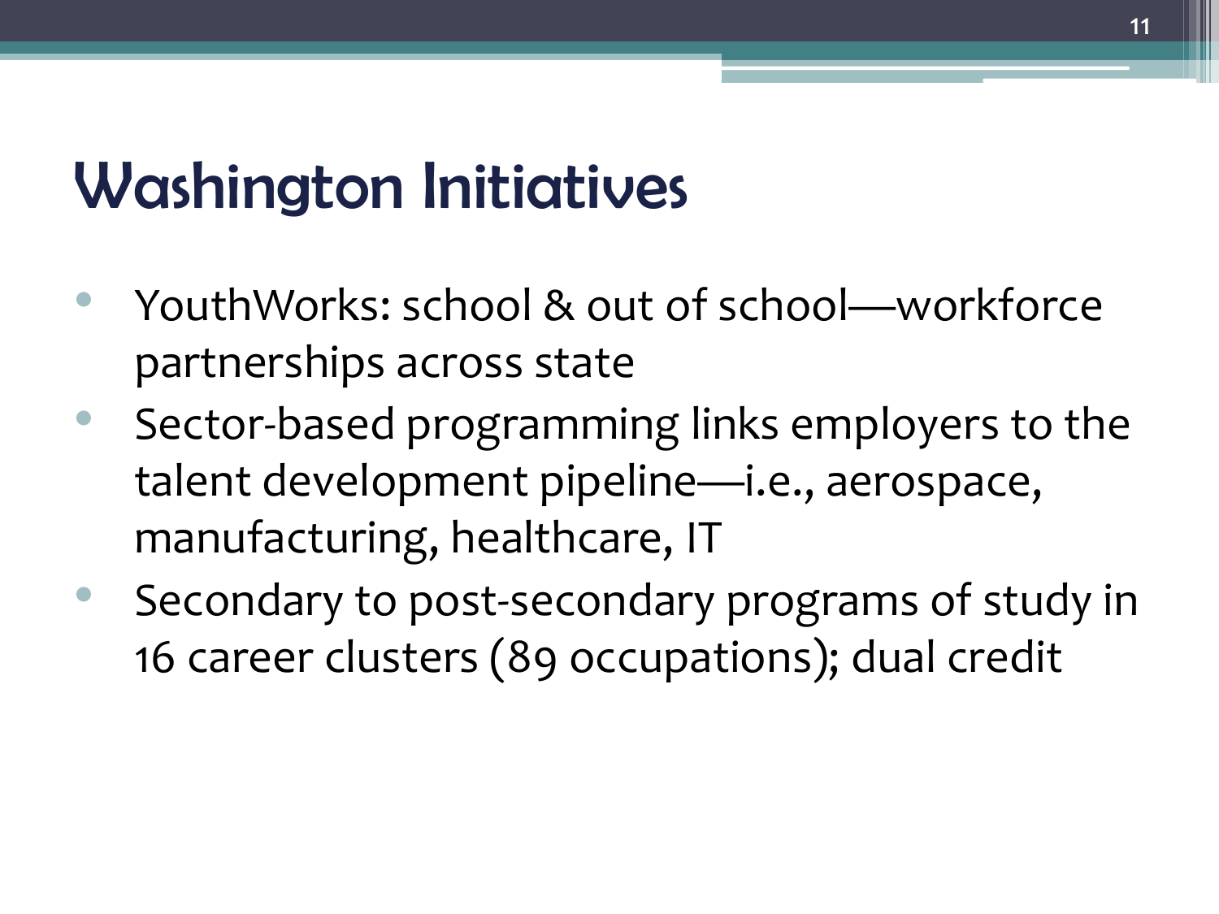# Washington Initiatives

- YouthWorks: school & out of school—workforce partnerships across state
- Sector-based programming links employers to the talent development pipeline—i.e., aerospace, manufacturing, healthcare, IT
- Secondary to post-secondary programs of study in 16 career clusters (89 occupations); dual credit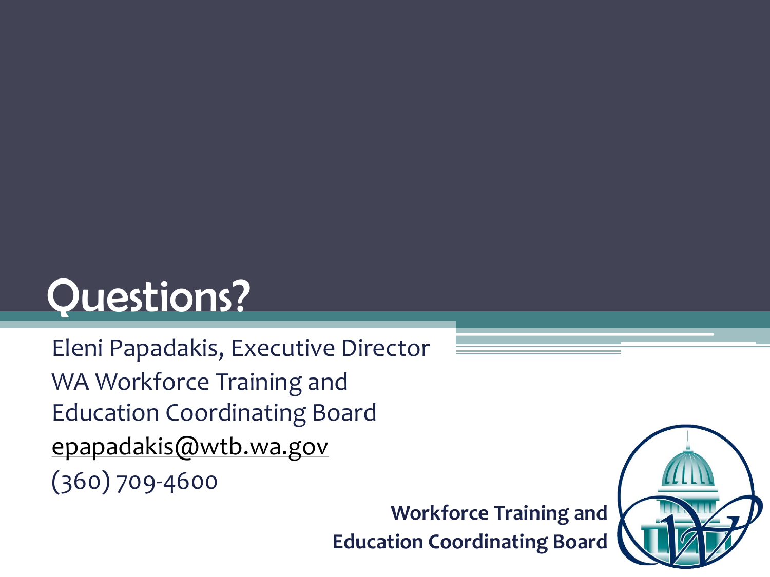# Questions?

Eleni Papadakis, Executive Director
WA Workforce Training and
Education Coordinating Board
epapadakis@wtb.wa.gov
(360) 709-4600

**Workforce Training and**
**Education Coordinating Board**